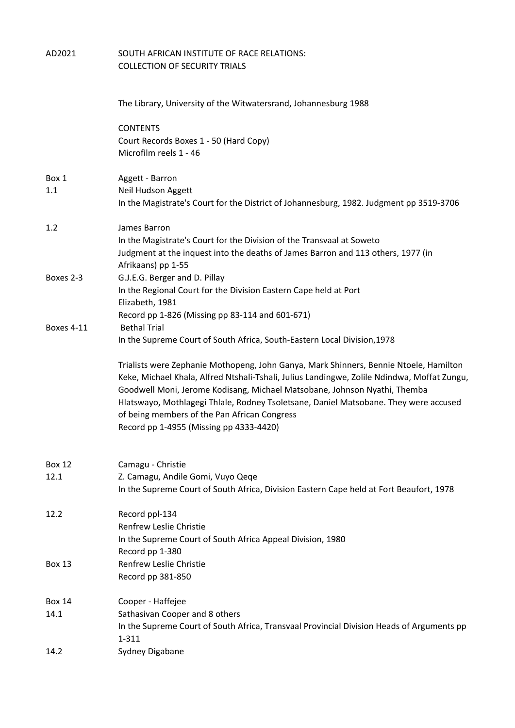# AD2021 SOUTH AFRICAN INSTITUTE OF RACE RELATIONS: COLLECTION OF SECURITY TRIALS

The Library, University of the Witwatersrand, Johannesburg 1988

CONTENTS
Court Records Boxes 1 - 50 (Hard Copy)
Microfilm reels 1 - 46

| | |
|---|---|
| Box 1 | Aggett - Barron |
| 1.1 | Neil Hudson Aggett<br>In the Magistrate's Court for the District of Johannesburg, 1982. Judgment pp 3519-3706 |
| 1.2 | James Barron<br>In the Magistrate's Court for the Division of the Transvaal at Soweto<br>Judgment at the inquest into the deaths of James Barron and 113 others, 1977 (in Afrikaans) pp 1-55 |
| Boxes 2-3 | G.J.E.G. Berger and D. Pillay<br>In the Regional Court for the Division Eastern Cape held at Port Elizabeth, 1981<br>Record pp 1-826 (Missing pp 83-114 and 601-671) |
| Boxes 4-11 | Bethal Trial<br>In the Supreme Court of South Africa, South-Eastern Local Division,1978<br><br>Trialists were Zephanie Mothopeng, John Ganya, Mark Shinners, Bennie Ntoele, Hamilton Keke, Michael Khala, Alfred Ntshali-Tshali, Julius Landingwe, Zolile Ndindwa, Moffat Zungu, Goodwell Moni, Jerome Kodisang, Michael Matsobane, Johnson Nyathi, Themba Hlatswayo, Mothlagegi Thlale, Rodney Tsoletsane, Daniel Matsobane. They were accused of being members of the Pan African Congress<br>Record pp 1-4955 (Missing pp 4333-4420) |
| Box 12 | Camagu - Christie |
| 12.1 | Z. Camagu, Andile Gomi, Vuyo Qeqe<br>In the Supreme Court of South Africa, Division Eastern Cape held at Fort Beaufort, 1978 |
| 12.2 | Record ppl-134<br>Renfrew Leslie Christie<br>In the Supreme Court of South Africa Appeal Division, 1980<br>Record pp 1-380 |
| Box 13 | Renfrew Leslie Christie<br>Record pp 381-850 |
| Box 14 | Cooper - Haffejee |
| 14.1 | Sathasivan Cooper and 8 others<br>In the Supreme Court of South Africa, Transvaal Provincial Division Heads of Arguments pp 1-311 |
| 14.2 | Sydney Digabane |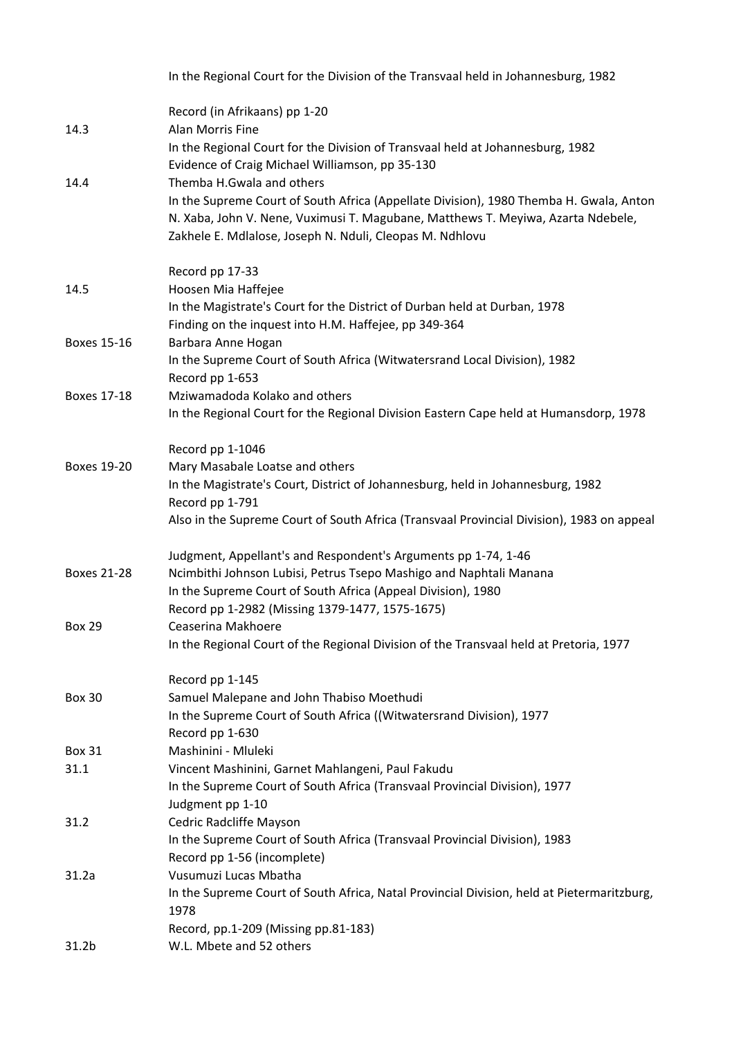| | |
|---|---|
| | In the Regional Court for the Division of the Transvaal held in Johannesburg, 1982 |
| | Record (in Afrikaans) pp 1-20 |
| 14.3 | Alan Morris Fine |
| | In the Regional Court for the Division of Transvaal held at Johannesburg, 1982 |
| | Evidence of Craig Michael Williamson, pp 35-130 |
| 14.4 | Themba H.Gwala and others |
| | In the Supreme Court of South Africa (Appellate Division), 1980 Themba H. Gwala, Anton N. Xaba, John V. Nene, Vuximusi T. Magubane, Matthews T. Meyiwa, Azarta Ndebele, Zakhele E. Mdlalose, Joseph N. Nduli, Cleopas M. Ndhlovu |
| | Record pp 17-33 |
| 14.5 | Hoosen Mia Haffejee |
| | In the Magistrate's Court for the District of Durban held at Durban, 1978 |
| | Finding on the inquest into H.M. Haffejee, pp 349-364 |
| Boxes 15-16 | Barbara Anne Hogan |
| | In the Supreme Court of South Africa (Witwatersrand Local Division), 1982 |
| | Record pp 1-653 |
| Boxes 17-18 | Mziwamadoda Kolako and others |
| | In the Regional Court for the Regional Division Eastern Cape held at Humansdorp, 1978 |
| | Record pp 1-1046 |
| Boxes 19-20 | Mary Masabale Loatse and others |
| | In the Magistrate's Court, District of Johannesburg, held in Johannesburg, 1982 |
| | Record pp 1-791 |
| | Also in the Supreme Court of South Africa (Transvaal Provincial Division), 1983 on appeal |
| | Judgment, Appellant's and Respondent's Arguments pp 1-74, 1-46 |
| Boxes 21-28 | Ncimbithi Johnson Lubisi, Petrus Tsepo Mashigo and Naphtali Manana |
| | In the Supreme Court of South Africa (Appeal Division), 1980 |
| | Record pp 1-2982 (Missing 1379-1477, 1575-1675) |
| Box 29 | Ceaserina Makhoere |
| | In the Regional Court of the Regional Division of the Transvaal held at Pretoria, 1977 |
| | Record pp 1-145 |
| Box 30 | Samuel Malepane and John Thabiso Moethudi |
| | In the Supreme Court of South Africa ((Witwatersrand Division), 1977 |
| | Record pp 1-630 |
| Box 31 | Mashinini - Mluleki |
| 31.1 | Vincent Mashinini, Garnet Mahlangeni, Paul Fakudu |
| | In the Supreme Court of South Africa (Transvaal Provincial Division), 1977 |
| | Judgment pp 1-10 |
| 31.2 | Cedric Radcliffe Mayson |
| | In the Supreme Court of South Africa (Transvaal Provincial Division), 1983 |
| | Record pp 1-56 (incomplete) |
| 31.2a | Vusumuzi Lucas Mbatha |
| | In the Supreme Court of South Africa, Natal Provincial Division, held at Pietermaritzburg, 1978 |
| | Record, pp.1-209 (Missing pp.81-183) |
| 31.2b | W.L. Mbete and 52 others |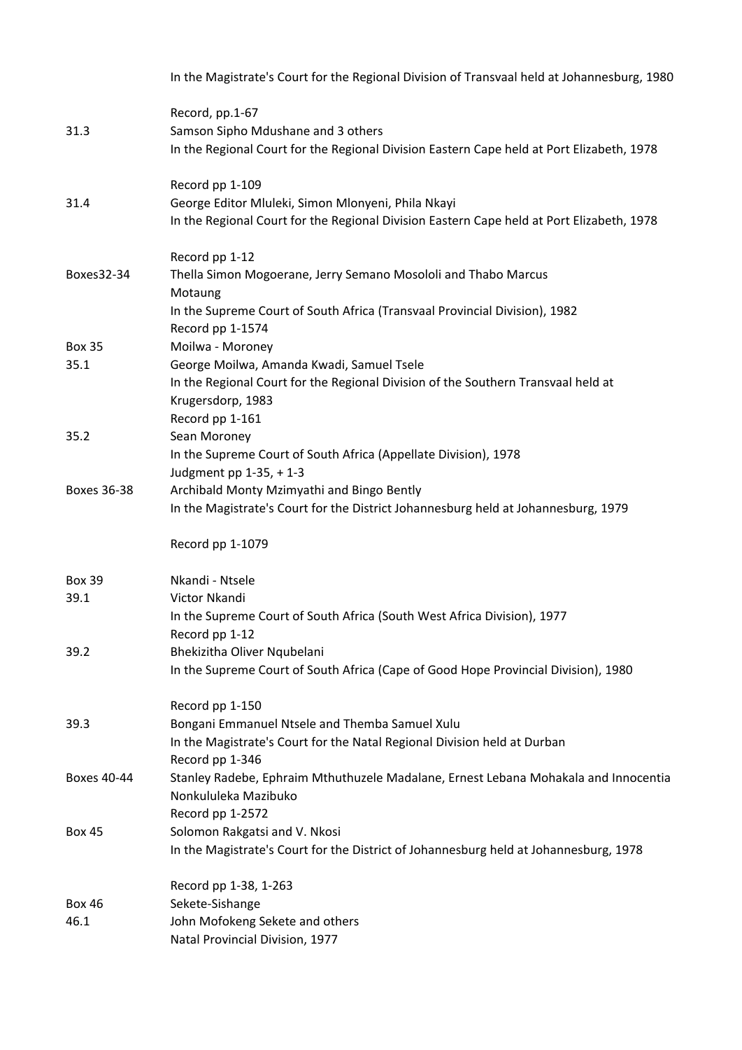| | |
|---|---|
| | In the Magistrate's Court for the Regional Division of Transvaal held at Johannesburg, 1980 |
| | Record, pp.1-67 |
| 31.3 | Samson Sipho Mdushane and 3 others |
| | In the Regional Court for the Regional Division Eastern Cape held at Port Elizabeth, 1978 |
| | Record pp 1-109 |
| 31.4 | George Editor Mluleki, Simon Mlonyeni, Phila Nkayi |
| | In the Regional Court for the Regional Division Eastern Cape held at Port Elizabeth, 1978 |
| | Record pp 1-12 |
| Boxes32-34 | Thella Simon Mogoerane, Jerry Semano Mosololi and Thabo Marcus Motaung |
| | In the Supreme Court of South Africa (Transvaal Provincial Division), 1982 |
| | Record pp 1-1574 |
| Box 35 | Moilwa - Moroney |
| 35.1 | George Moilwa, Amanda Kwadi, Samuel Tsele |
| | In the Regional Court for the Regional Division of the Southern Transvaal held at Krugersdorp, 1983 |
| | Record pp 1-161 |
| 35.2 | Sean Moroney |
| | In the Supreme Court of South Africa (Appellate Division), 1978 |
| | Judgment pp 1-35, + 1-3 |
| Boxes 36-38 | Archibald Monty Mzimyathi and Bingo Bently |
| | In the Magistrate's Court for the District Johannesburg held at Johannesburg, 1979 |
| | Record pp 1-1079 |
| Box 39 | Nkandi - Ntsele |
| 39.1 | Victor Nkandi |
| | In the Supreme Court of South Africa (South West Africa Division), 1977 |
| | Record pp 1-12 |
| 39.2 | Bhekizitha Oliver Nqubelani |
| | In the Supreme Court of South Africa (Cape of Good Hope Provincial Division), 1980 |
| | Record pp 1-150 |
| 39.3 | Bongani Emmanuel Ntsele and Themba Samuel Xulu |
| | In the Magistrate's Court for the Natal Regional Division held at Durban |
| | Record pp 1-346 |
| Boxes 40-44 | Stanley Radebe, Ephraim Mthuthuzele Madalane, Ernest Lebana Mohakala and Innocentia Nonkululeka Mazibuko |
| | Record pp 1-2572 |
| Box 45 | Solomon Rakgatsi and V. Nkosi |
| | In the Magistrate's Court for the District of Johannesburg held at Johannesburg, 1978 |
| | Record pp 1-38, 1-263 |
| Box 46 | Sekete-Sishange |
| 46.1 | John Mofokeng Sekete and others |
| | Natal Provincial Division, 1977 |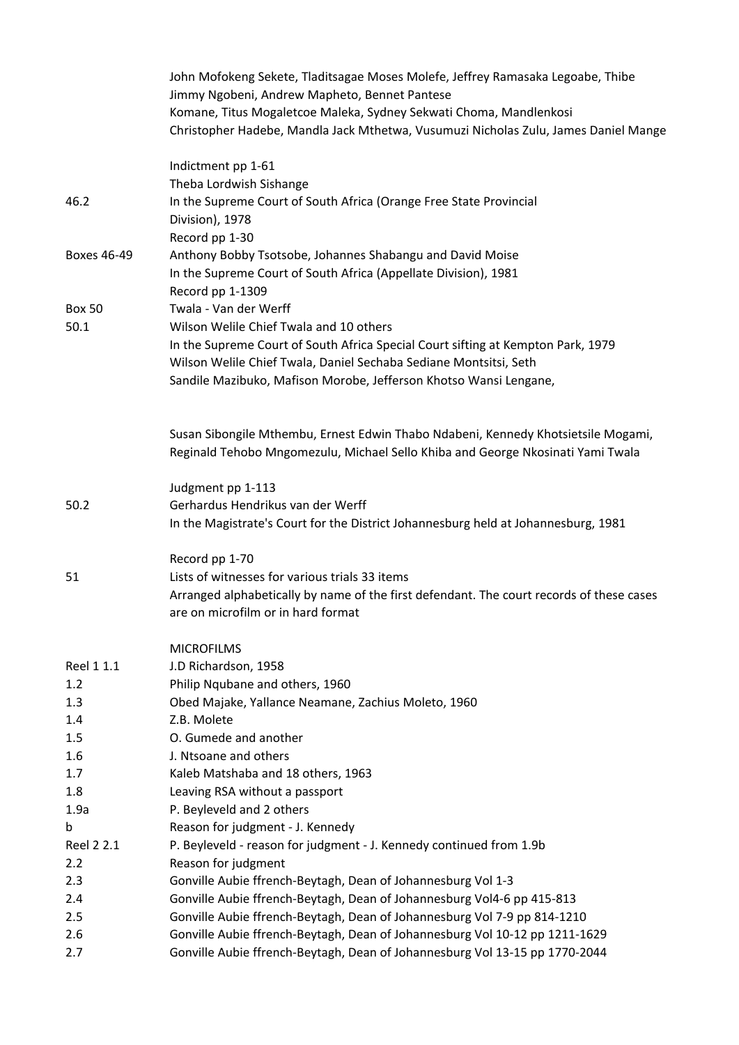| | |
|---|---|
| | John Mofokeng Sekete, Tladitsagae Moses Molefe, Jeffrey Ramasaka Legoabe, Thibe Jimmy Ngobeni, Andrew Mapheto, Bennet Pantese<br>Komane, Titus Mogaletcoe Maleka, Sydney Sekwati Choma, Mandlenkosi Christopher Hadebe, Mandla Jack Mthetwa, Vusumuzi Nicholas Zulu, James Daniel Mange |
| | Indictment pp 1-61 |
| | Theba Lordwish Sishange |
| 46.2 | In the Supreme Court of South Africa (Orange Free State Provincial Division), 1978 |
| | Record pp 1-30 |
| Boxes 46-49 | Anthony Bobby Tsotsobe, Johannes Shabangu and David Moise |
| | In the Supreme Court of South Africa (Appellate Division), 1981 |
| | Record pp 1-1309 |
| Box 50 | Twala - Van der Werff |
| 50.1 | Wilson Welile Chief Twala and 10 others |
| | In the Supreme Court of South Africa Special Court sifting at Kempton Park, 1979 |
| | Wilson Welile Chief Twala, Daniel Sechaba Sediane Montsitsi, Seth Sandile Mazibuko, Mafison Morobe, Jefferson Khotso Wansi Lengane, |
| | Susan Sibongile Mthembu, Ernest Edwin Thabo Ndabeni, Kennedy Khotsietsile Mogami, Reginald Tehobo Mngomezulu, Michael Sello Khiba and George Nkosinati Yami Twala |
| | Judgment pp 1-113 |
| 50.2 | Gerhardus Hendrikus van der Werff |
| | In the Magistrate's Court for the District Johannesburg held at Johannesburg, 1981 |
| | Record pp 1-70 |
| 51 | Lists of witnesses for various trials 33 items |
| | Arranged alphabetically by name of the first defendant. The court records of these cases are on microfilm or in hard format |
| | MICROFILMS |
| Reel 1 1.1 | J.D Richardson, 1958 |
| 1.2 | Philip Nqubane and others, 1960 |
| 1.3 | Obed Majake, Yallance Neamane, Zachius Moleto, 1960 |
| 1.4 | Z.B. Molete |
| 1.5 | O. Gumede and another |
| 1.6 | J. Ntsoane and others |
| 1.7 | Kaleb Matshaba and 18 others, 1963 |
| 1.8 | Leaving RSA without a passport |
| 1.9a | P. Beyleveld and 2 others |
| b | Reason for judgment - J. Kennedy |
| Reel 2 2.1 | P. Beyleveld - reason for judgment - J. Kennedy continued from 1.9b |
| 2.2 | Reason for judgment |
| 2.3 | Gonville Aubie ffrench-Beytagh, Dean of Johannesburg Vol 1-3 |
| 2.4 | Gonville Aubie ffrench-Beytagh, Dean of Johannesburg Vol4-6 pp 415-813 |
| 2.5 | Gonville Aubie ffrench-Beytagh, Dean of Johannesburg Vol 7-9 pp 814-1210 |
| 2.6 | Gonville Aubie ffrench-Beytagh, Dean of Johannesburg Vol 10-12 pp 1211-1629 |
| 2.7 | Gonville Aubie ffrench-Beytagh, Dean of Johannesburg Vol 13-15 pp 1770-2044 |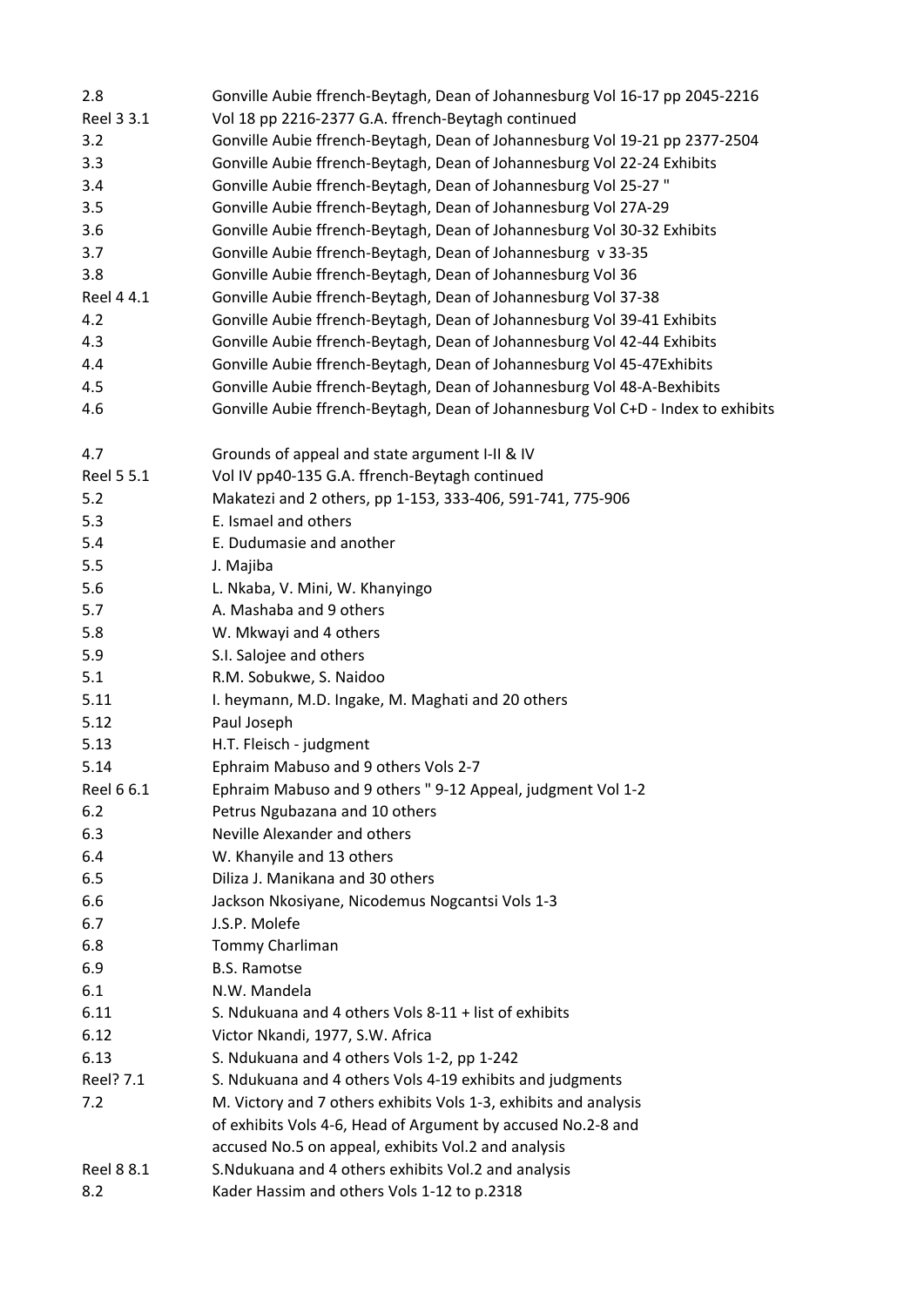| | |
|---|---|
| 2.8 | Gonville Aubie ffrench-Beytagh, Dean of Johannesburg Vol 16-17 pp 2045-2216 |
| Reel 3 3.1 | Vol 18 pp 2216-2377 G.A. ffrench-Beytagh continued |
| 3.2 | Gonville Aubie ffrench-Beytagh, Dean of Johannesburg Vol 19-21 pp 2377-2504 |
| 3.3 | Gonville Aubie ffrench-Beytagh, Dean of Johannesburg Vol 22-24 Exhibits |
| 3.4 | Gonville Aubie ffrench-Beytagh, Dean of Johannesburg Vol 25-27 " |
| 3.5 | Gonville Aubie ffrench-Beytagh, Dean of Johannesburg Vol 27A-29 |
| 3.6 | Gonville Aubie ffrench-Beytagh, Dean of Johannesburg Vol 30-32 Exhibits |
| 3.7 | Gonville Aubie ffrench-Beytagh, Dean of Johannesburg v 33-35 |
| 3.8 | Gonville Aubie ffrench-Beytagh, Dean of Johannesburg Vol 36 |
| Reel 4 4.1 | Gonville Aubie ffrench-Beytagh, Dean of Johannesburg Vol 37-38 |
| 4.2 | Gonville Aubie ffrench-Beytagh, Dean of Johannesburg Vol 39-41 Exhibits |
| 4.3 | Gonville Aubie ffrench-Beytagh, Dean of Johannesburg Vol 42-44 Exhibits |
| 4.4 | Gonville Aubie ffrench-Beytagh, Dean of Johannesburg Vol 45-47Exhibits |
| 4.5 | Gonville Aubie ffrench-Beytagh, Dean of Johannesburg Vol 48-A-Bexhibits |
| 4.6 | Gonville Aubie ffrench-Beytagh, Dean of Johannesburg Vol C+D - Index to exhibits |
| 4.7 | Grounds of appeal and state argument I-II & IV |
| Reel 5 5.1 | Vol IV pp40-135 G.A. ffrench-Beytagh continued |
| 5.2 | Makatezi and 2 others, pp 1-153, 333-406, 591-741, 775-906 |
| 5.3 | E. Ismael and others |
| 5.4 | E. Dudumasie and another |
| 5.5 | J. Majiba |
| 5.6 | L. Nkaba, V. Mini, W. Khanyingo |
| 5.7 | A. Mashaba and 9 others |
| 5.8 | W. Mkwayi and 4 others |
| 5.9 | S.I. Salojee and others |
| 5.1 | R.M. Sobukwe, S. Naidoo |
| 5.11 | I. heymann, M.D. Ingake, M. Maghati and 20 others |
| 5.12 | Paul Joseph |
| 5.13 | H.T. Fleisch - judgment |
| 5.14 | Ephraim Mabuso and 9 others Vols 2-7 |
| Reel 6 6.1 | Ephraim Mabuso and 9 others " 9-12 Appeal, judgment Vol 1-2 |
| 6.2 | Petrus Ngubazana and 10 others |
| 6.3 | Neville Alexander and others |
| 6.4 | W. Khanyile and 13 others |
| 6.5 | Diliza J. Manikana and 30 others |
| 6.6 | Jackson Nkosiyane, Nicodemus Nogcantsi Vols 1-3 |
| 6.7 | J.S.P. Molefe |
| 6.8 | Tommy Charliman |
| 6.9 | B.S. Ramotse |
| 6.1 | N.W. Mandela |
| 6.11 | S. Ndukuana and 4 others Vols 8-11 + list of exhibits |
| 6.12 | Victor Nkandi, 1977, S.W. Africa |
| 6.13 | S. Ndukuana and 4 others Vols 1-2, pp 1-242 |
| Reel? 7.1 | S. Ndukuana and 4 others Vols 4-19 exhibits and judgments |
| 7.2 | M. Victory and 7 others exhibits Vols 1-3, exhibits and analysis of exhibits Vols 4-6, Head of Argument by accused No.2-8 and accused No.5 on appeal, exhibits Vol.2 and analysis |
| Reel 8 8.1 | S.Ndukuana and 4 others exhibits Vol.2 and analysis |
| 8.2 | Kader Hassim and others Vols 1-12 to p.2318 |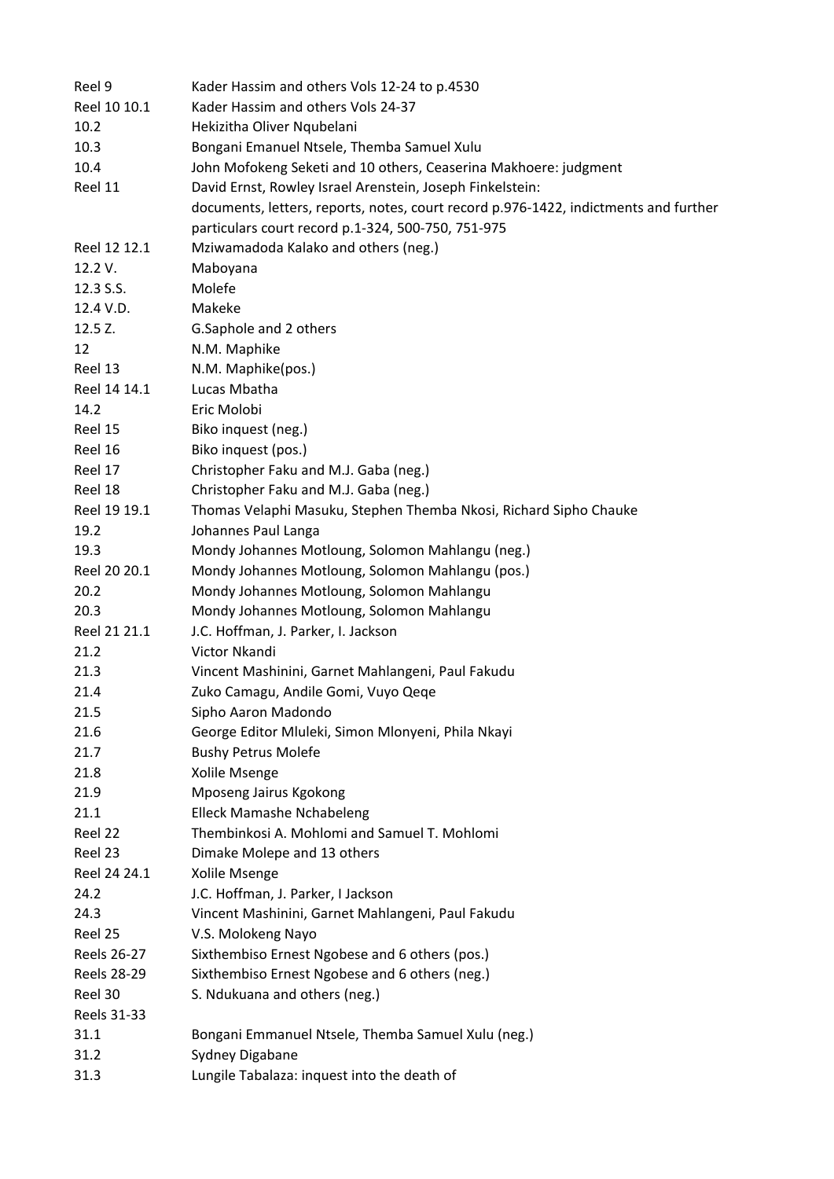| | |
|---|---|
| Reel 9 | Kader Hassim and others Vols 12-24 to p.4530 |
| Reel 10 10.1 | Kader Hassim and others Vols 24-37 |
| 10.2 | Hekizitha Oliver Nqubelani |
| 10.3 | Bongani Emanuel Ntsele, Themba Samuel Xulu |
| 10.4 | John Mofokeng Seketi and 10 others, Ceaserina Makhoere: judgment |
| Reel 11 | David Ernst, Rowley Israel Arenstein, Joseph Finkelstein: documents, letters, reports, notes, court record p.976-1422, indictments and further particulars court record p.1-324, 500-750, 751-975 |
| Reel 12 12.1 | Mziwamadoda Kalako and others (neg.) |
| 12.2 V. | Maboyana |
| 12.3 S.S. | Molefe |
| 12.4 V.D. | Makeke |
| 12.5 Z. | G.Saphole and 2 others |
| 12 | N.M. Maphike |
| Reel 13 | N.M. Maphike(pos.) |
| Reel 14 14.1 | Lucas Mbatha |
| 14.2 | Eric Molobi |
| Reel 15 | Biko inquest (neg.) |
| Reel 16 | Biko inquest (pos.) |
| Reel 17 | Christopher Faku and M.J. Gaba (neg.) |
| Reel 18 | Christopher Faku and M.J. Gaba (neg.) |
| Reel 19 19.1 | Thomas Velaphi Masuku, Stephen Themba Nkosi, Richard Sipho Chauke |
| 19.2 | Johannes Paul Langa |
| 19.3 | Mondy Johannes Motloung, Solomon Mahlangu (neg.) |
| Reel 20 20.1 | Mondy Johannes Motloung, Solomon Mahlangu (pos.) |
| 20.2 | Mondy Johannes Motloung, Solomon Mahlangu |
| 20.3 | Mondy Johannes Motloung, Solomon Mahlangu |
| Reel 21 21.1 | J.C. Hoffman, J. Parker, I. Jackson |
| 21.2 | Victor Nkandi |
| 21.3 | Vincent Mashinini, Garnet Mahlangeni, Paul Fakudu |
| 21.4 | Zuko Camagu, Andile Gomi, Vuyo Qeqe |
| 21.5 | Sipho Aaron Madondo |
| 21.6 | George Editor Mluleki, Simon Mlonyeni, Phila Nkayi |
| 21.7 | Bushy Petrus Molefe |
| 21.8 | Xolile Msenge |
| 21.9 | Mposeng Jairus Kgokong |
| 21.1 | Elleck Mamashe Nchabeleng |
| Reel 22 | Thembinkosi A. Mohlomi and Samuel T. Mohlomi |
| Reel 23 | Dimake Molepe and 13 others |
| Reel 24 24.1 | Xolile Msenge |
| 24.2 | J.C. Hoffman, J. Parker, I Jackson |
| 24.3 | Vincent Mashinini, Garnet Mahlangeni, Paul Fakudu |
| Reel 25 | V.S. Molokeng Nayo |
| Reels 26-27 | Sixthembiso Ernest Ngobese and 6 others (pos.) |
| Reels 28-29 | Sixthembiso Ernest Ngobese and 6 others (neg.) |
| Reel 30 | S. Ndukuana and others (neg.) |
| Reels 31-33 | |
| 31.1 | Bongani Emmanuel Ntsele, Themba Samuel Xulu (neg.) |
| 31.2 | Sydney Digabane |
| 31.3 | Lungile Tabalaza: inquest into the death of |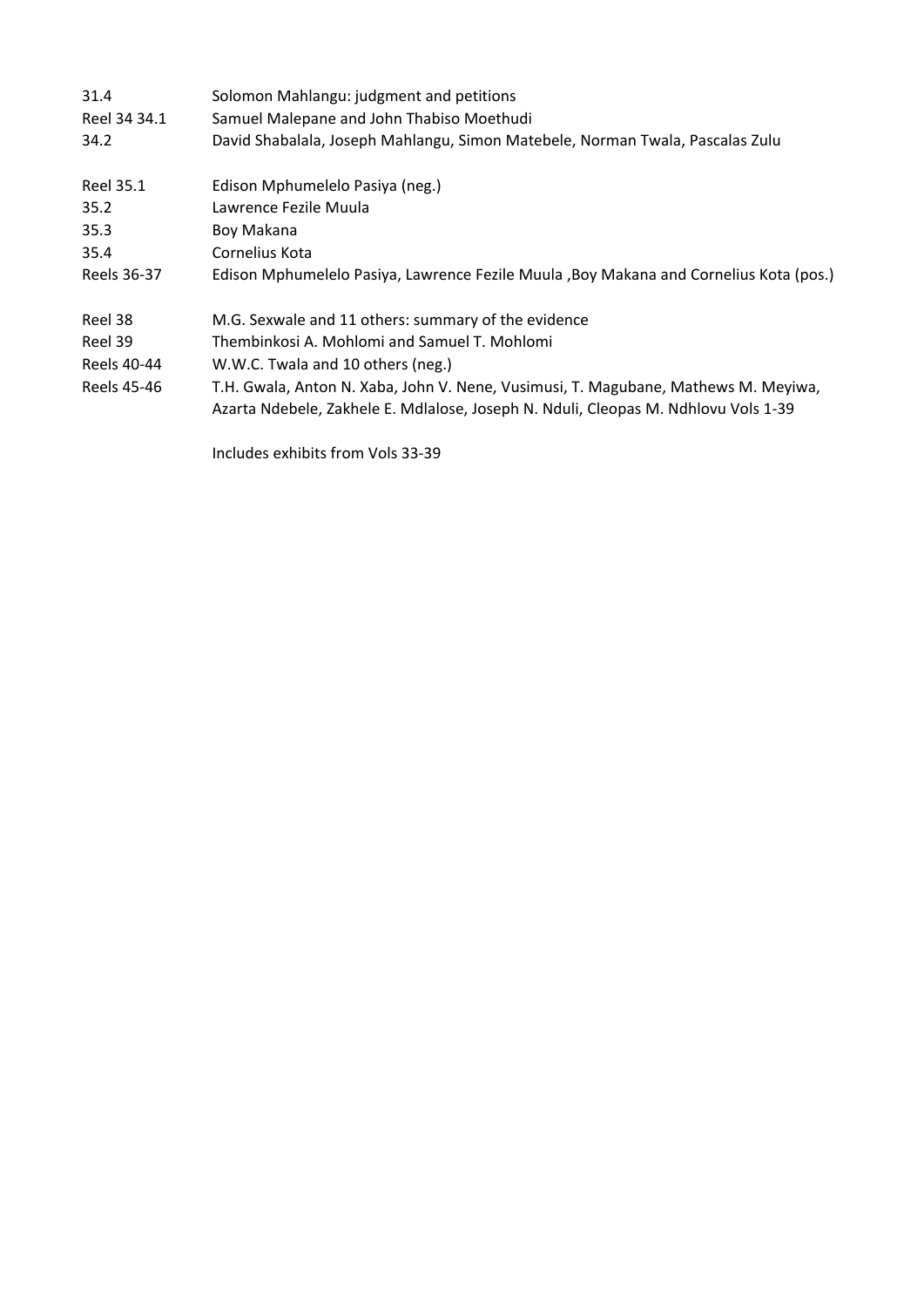| | |
|---|---|
| 31.4 | Solomon Mahlangu: judgment and petitions |
| Reel 34 34.1 | Samuel Malepane and John Thabiso Moethudi |
| 34.2 | David Shabalala, Joseph Mahlangu, Simon Matebele, Norman Twala, Pascalas Zulu |
| Reel 35.1 | Edison Mphumelelo Pasiya (neg.) |
| 35.2 | Lawrence Fezile Muula |
| 35.3 | Boy Makana |
| 35.4 | Cornelius Kota |
| Reels 36-37 | Edison Mphumelelo Pasiya, Lawrence Fezile Muula ,Boy Makana and Cornelius Kota (pos.) |
| Reel 38 | M.G. Sexwale and 11 others: summary of the evidence |
| Reel 39 | Thembinkosi A. Mohlomi and Samuel T. Mohlomi |
| Reels 40-44 | W.W.C. Twala and 10 others (neg.) |
| Reels 45-46 | T.H. Gwala, Anton N. Xaba, John V. Nene, Vusimusi, T. Magubane, Mathews M. Meyiwa, Azarta Ndebele, Zakhele E. Mdlalose, Joseph N. Nduli, Cleopas M. Ndhlovu Vols 1-39<br><br>Includes exhibits from Vols 33-39 |